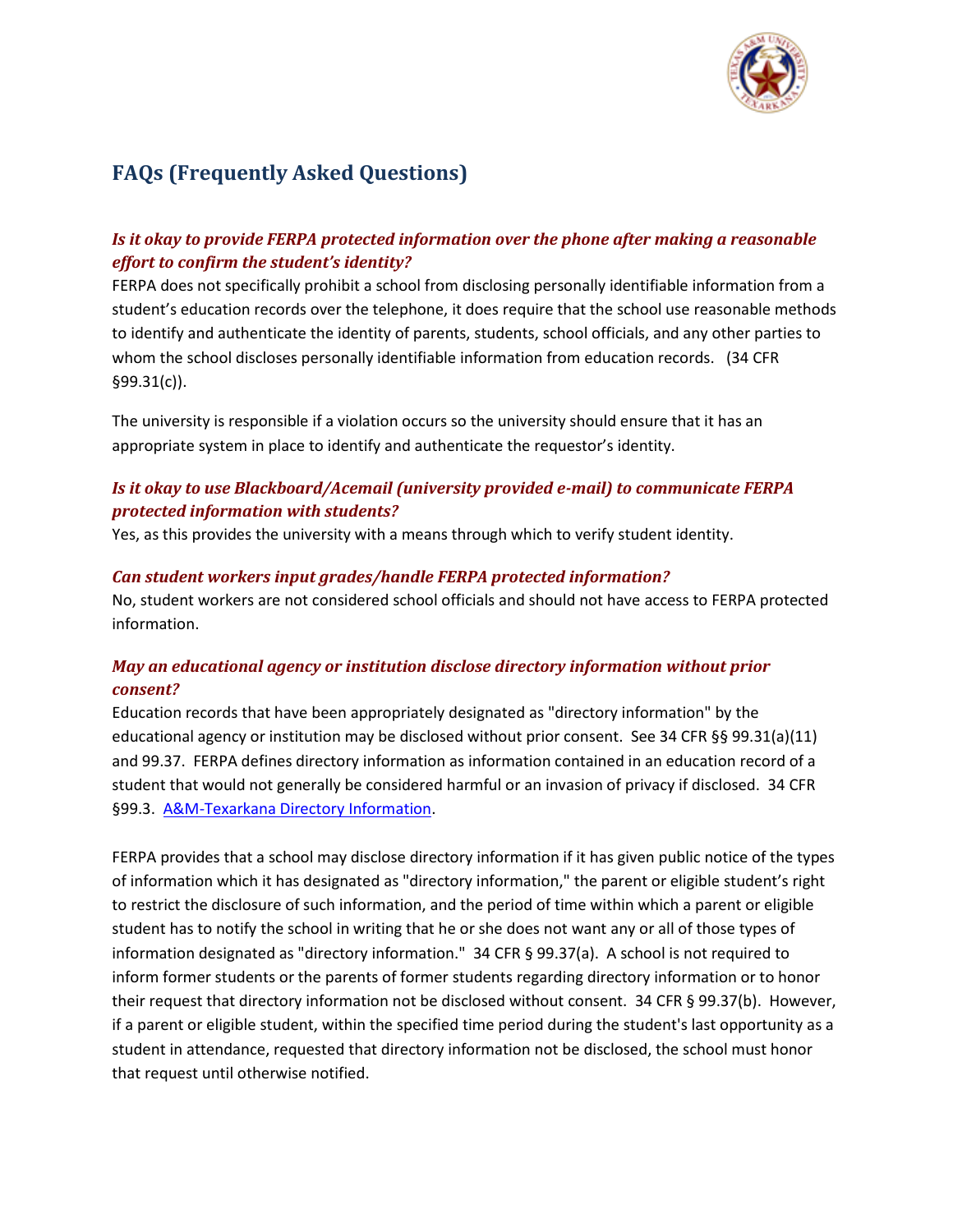# FAQs (Frequently Asked Questions)

### *Is it okay to provide FERPA protected information over the phone after making a reasonable effort to confirm the student's identity?*

FERPA does not specifically prohibit a school from disclosing personally identifiable information from a student's education records over the telephone, it does require that the school use reasonable methods to identify and authenticate the identity of parents, students, school officials, and any other parties to whom the school discloses personally identifiable information from education records. (34 CFR §99.31(c)).

The university is responsible if a violation occurs so the university should ensure that it has an appropriate system in place to identify and authenticate the requestor's identity.

### *Is it okay to use Blackboard/Acemail (university provided e-mail) to communicate FERPA protected information with students?*

Yes, as this provides the university with a means through which to verify student identity.

### *Can student workers input grades/handle FERPA protected information?*

No, student workers are not considered school officials and should not have access to FERPA protected information.

### *May an educational agency or institution disclose directory information without prior consent?*

Education records that have been appropriately designated as "directory information" by the educational agency or institution may be disclosed without prior consent. See 34 CFR §§ 99.31(a)(11) and 99.37. FERPA defines directory information as information contained in an education record of a student that would not generally be considered harmful or an invasion of privacy if disclosed. 34 CFR §99.3. A&M-Texarkana Directory Information.

FERPA provides that a school may disclose directory information if it has given public notice of the types of information which it has designated as "directory information," the parent or eligible student's right to restrict the disclosure of such information, and the period of time within which a parent or eligible student has to notify the school in writing that he or she does not want any or all of those types of information designated as "directory information." 34 CFR § 99.37(a). A school is not required to inform former students or the parents of former students regarding directory information or to honor their request that directory information not be disclosed without consent. 34 CFR § 99.37(b). However, if a parent or eligible student, within the specified time period during the student's last opportunity as a student in attendance, requested that directory information not be disclosed, the school must honor that request until otherwise notified.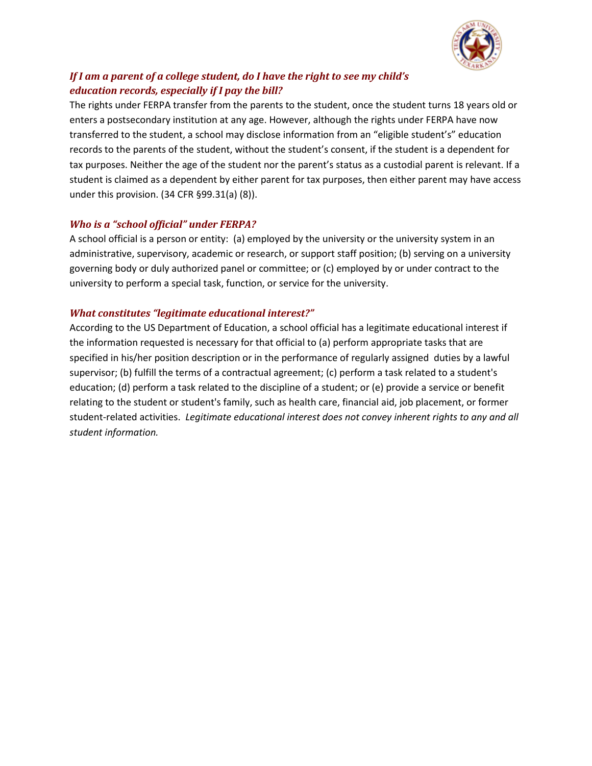### *If I am a parent of a college student, do I have the right to see my child's education records, especially if I pay the bill?*

The rights under FERPA transfer from the parents to the student, once the student turns 18 years old or enters a postsecondary institution at any age. However, although the rights under FERPA have now transferred to the student, a school may disclose information from an "eligible student's" education records to the parents of the student, without the student's consent, if the student is a dependent for tax purposes. Neither the age of the student nor the parent's status as a custodial parent is relevant. If a student is claimed as a dependent by either parent for tax purposes, then either parent may have access under this provision. (34 CFR §99.31(a) (8)).

### *Who is a "school official" under FERPA?*

A school official is a person or entity: (a) employed by the university or the university system in an administrative, supervisory, academic or research, or support staff position; (b) serving on a university governing body or duly authorized panel or committee; or (c) employed by or under contract to the university to perform a special task, function, or service for the university.

### *What constitutes "legitimate educational interest?"*

According to the US Department of Education, a school official has a legitimate educational interest if the information requested is necessary for that official to (a) perform appropriate tasks that are specified in his/her position description or in the performance of regularly assigned duties by a lawful supervisor; (b) fulfill the terms of a contractual agreement; (c) perform a task related to a student's education; (d) perform a task related to the discipline of a student; or (e) provide a service or benefit relating to the student or student's family, such as health care, financial aid, job placement, or former student-related activities. *Legitimate educational interest does not convey inherent rights to any and all student information.*